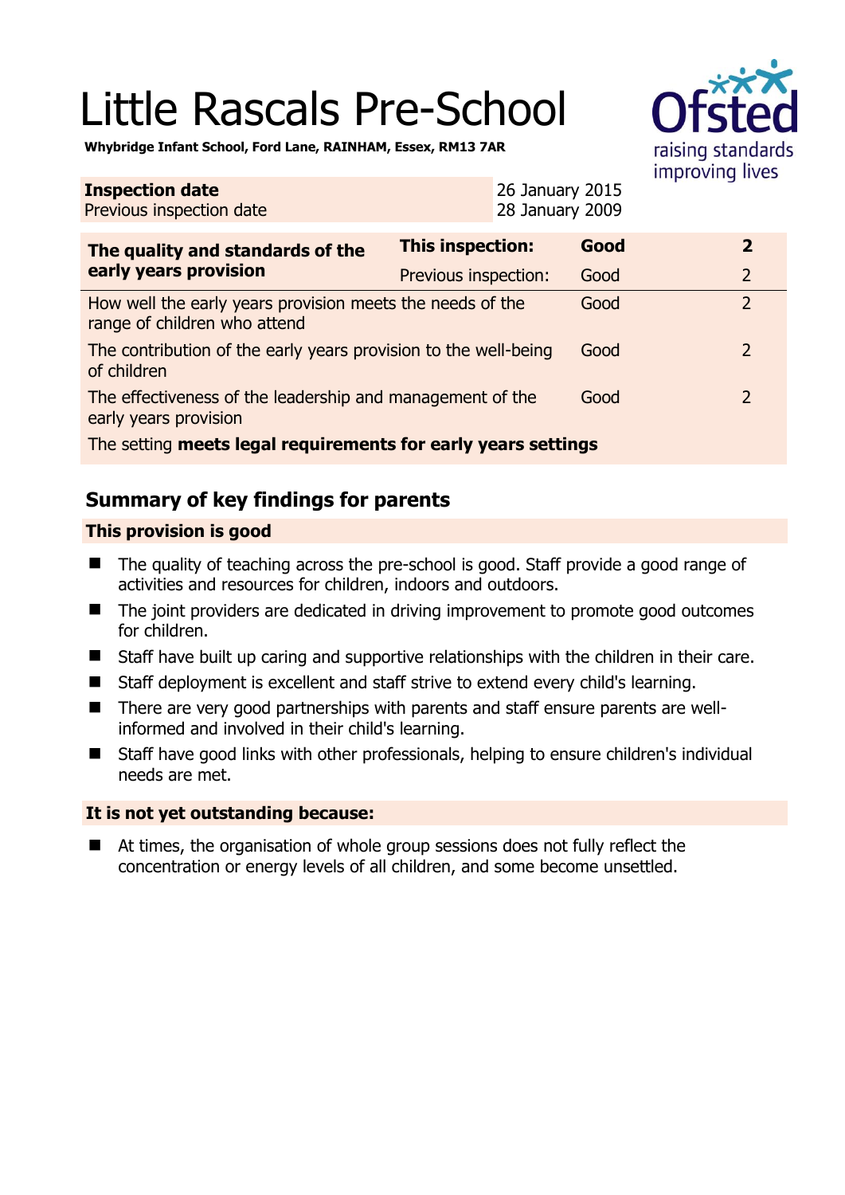# Little Rascals Pre-School

**Whybridge Infant School, Ford Lane, RAINHAM, Essex, RM13 7AR**

| **Inspection date** | 26 January 2015 |
| --- | --- |
| Previous inspection date | 28 January 2009 |

| **The quality and standards of the early years provision** | **This inspection:** | **Good** | **2** |
| --- | --- | --- | --- |
| | Previous inspection: | Good | 2 |
| How well the early years provision meets the needs of the range of children who attend | | Good | 2 |
| The contribution of the early years provision to the well-being of children | | Good | 2 |
| The effectiveness of the leadership and management of the early years provision | | Good | 2 |
| The setting **meets legal requirements for early years settings** | | | |

## Summary of key findings for parents

### This provision is good

- The quality of teaching across the pre-school is good. Staff provide a good range of activities and resources for children, indoors and outdoors.
- The joint providers are dedicated in driving improvement to promote good outcomes for children.
- Staff have built up caring and supportive relationships with the children in their care.
- Staff deployment is excellent and staff strive to extend every child's learning.
- There are very good partnerships with parents and staff ensure parents are well-informed and involved in their child's learning.
- Staff have good links with other professionals, helping to ensure children's individual needs are met.

### It is not yet outstanding because:

- At times, the organisation of whole group sessions does not fully reflect the concentration or energy levels of all children, and some become unsettled.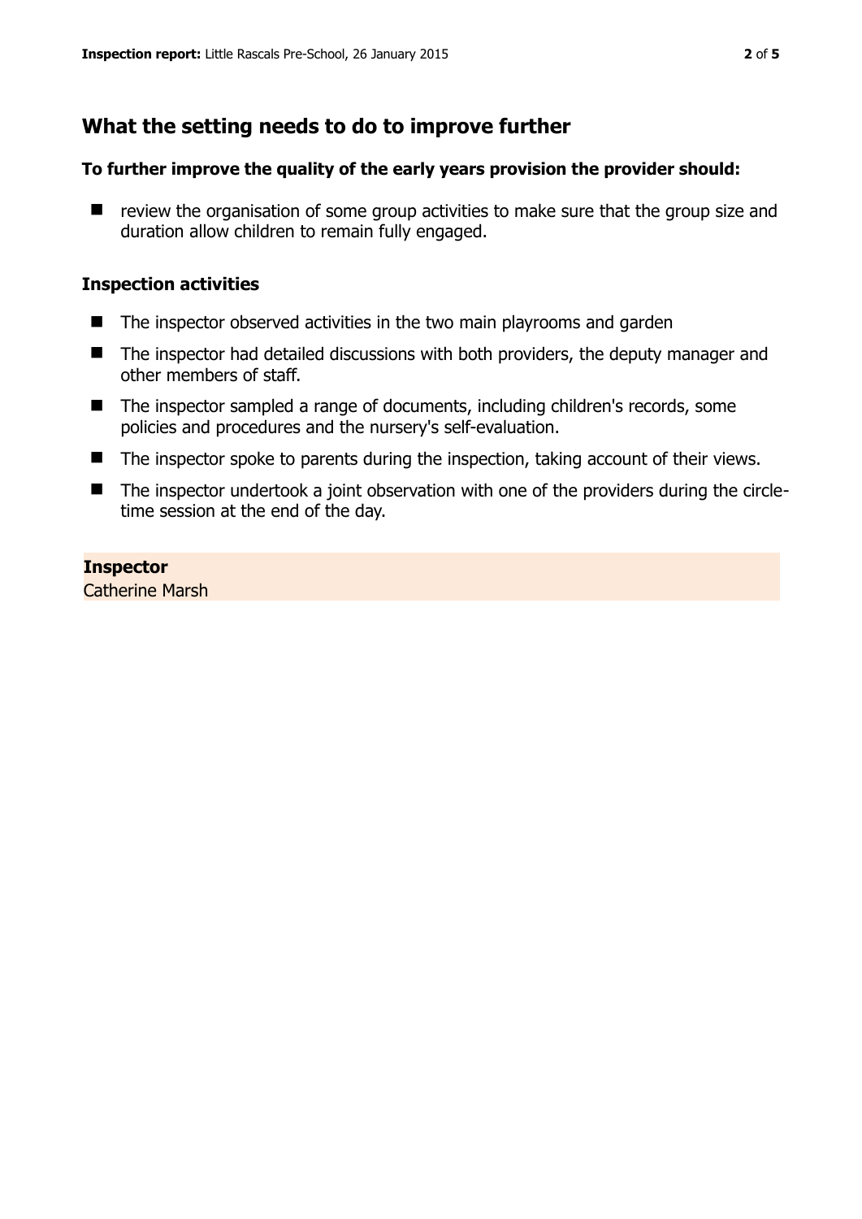## What the setting needs to do to improve further

**To further improve the quality of the early years provision the provider should:**

- review the organisation of some group activities to make sure that the group size and duration allow children to remain fully engaged.

### Inspection activities

- The inspector observed activities in the two main playrooms and garden
- The inspector had detailed discussions with both providers, the deputy manager and other members of staff.
- The inspector sampled a range of documents, including children's records, some policies and procedures and the nursery's self-evaluation.
- The inspector spoke to parents during the inspection, taking account of their views.
- The inspector undertook a joint observation with one of the providers during the circle-time session at the end of the day.

**Inspector**
Catherine Marsh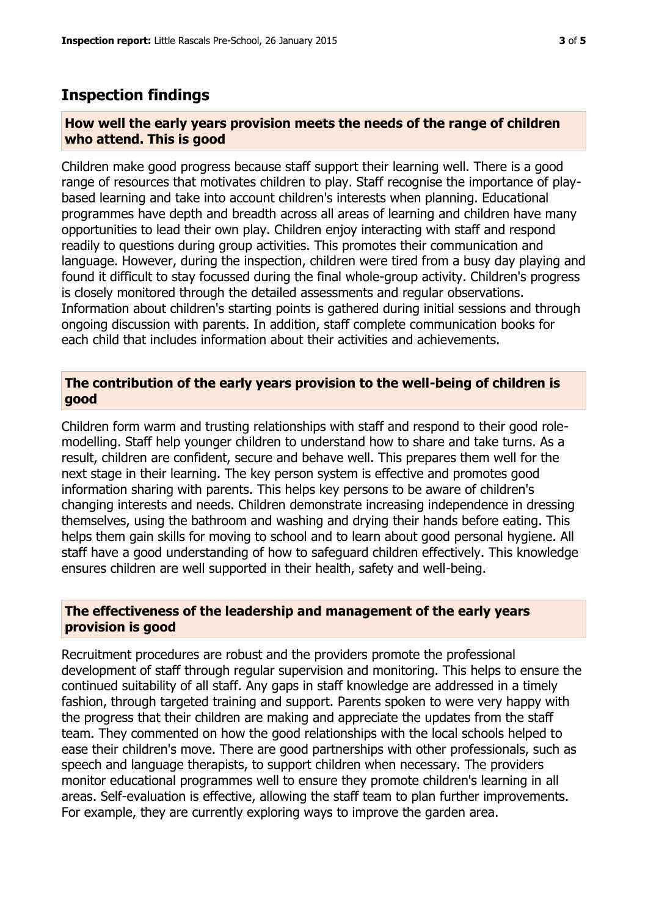## Inspection findings

### How well the early years provision meets the needs of the range of children who attend. This is good

Children make good progress because staff support their learning well. There is a good range of resources that motivates children to play. Staff recognise the importance of play-based learning and take into account children's interests when planning. Educational programmes have depth and breadth across all areas of learning and children have many opportunities to lead their own play. Children enjoy interacting with staff and respond readily to questions during group activities. This promotes their communication and language. However, during the inspection, children were tired from a busy day playing and found it difficult to stay focussed during the final whole-group activity. Children's progress is closely monitored through the detailed assessments and regular observations. Information about children's starting points is gathered during initial sessions and through ongoing discussion with parents. In addition, staff complete communication books for each child that includes information about their activities and achievements.

### The contribution of the early years provision to the well-being of children is good

Children form warm and trusting relationships with staff and respond to their good role-modelling. Staff help younger children to understand how to share and take turns. As a result, children are confident, secure and behave well. This prepares them well for the next stage in their learning. The key person system is effective and promotes good information sharing with parents. This helps key persons to be aware of children's changing interests and needs. Children demonstrate increasing independence in dressing themselves, using the bathroom and washing and drying their hands before eating. This helps them gain skills for moving to school and to learn about good personal hygiene. All staff have a good understanding of how to safeguard children effectively. This knowledge ensures children are well supported in their health, safety and well-being.

### The effectiveness of the leadership and management of the early years provision is good

Recruitment procedures are robust and the providers promote the professional development of staff through regular supervision and monitoring. This helps to ensure the continued suitability of all staff. Any gaps in staff knowledge are addressed in a timely fashion, through targeted training and support. Parents spoken to were very happy with the progress that their children are making and appreciate the updates from the staff team. They commented on how the good relationships with the local schools helped to ease their children's move. There are good partnerships with other professionals, such as speech and language therapists, to support children when necessary. The providers monitor educational programmes well to ensure they promote children's learning in all areas. Self-evaluation is effective, allowing the staff team to plan further improvements. For example, they are currently exploring ways to improve the garden area.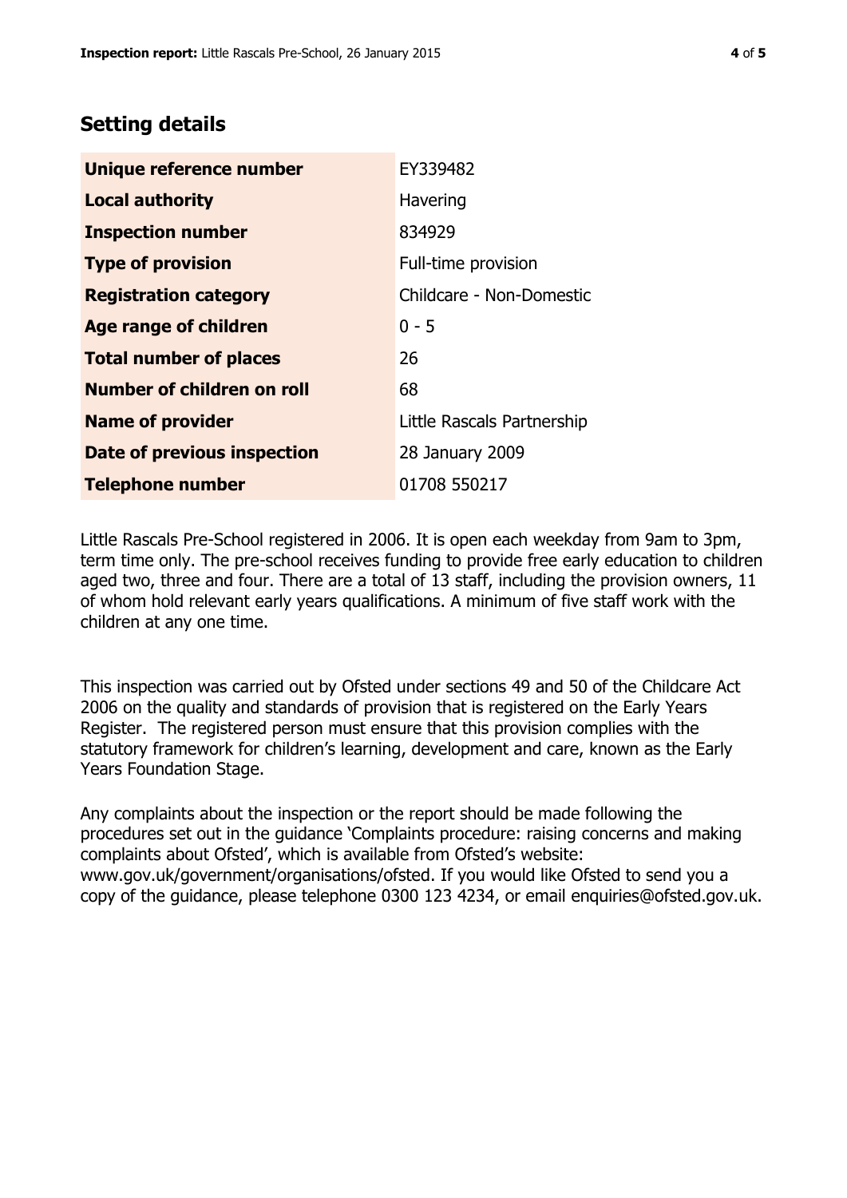## Setting details

| | |
|---|---|
| **Unique reference number** | EY339482 |
| **Local authority** | Havering |
| **Inspection number** | 834929 |
| **Type of provision** | Full-time provision |
| **Registration category** | Childcare - Non-Domestic |
| **Age range of children** | 0 - 5 |
| **Total number of places** | 26 |
| **Number of children on roll** | 68 |
| **Name of provider** | Little Rascals Partnership |
| **Date of previous inspection** | 28 January 2009 |
| **Telephone number** | 01708 550217 |

Little Rascals Pre-School registered in 2006. It is open each weekday from 9am to 3pm, term time only. The pre-school receives funding to provide free early education to children aged two, three and four. There are a total of 13 staff, including the provision owners, 11 of whom hold relevant early years qualifications. A minimum of five staff work with the children at any one time.

This inspection was carried out by Ofsted under sections 49 and 50 of the Childcare Act 2006 on the quality and standards of provision that is registered on the Early Years Register. The registered person must ensure that this provision complies with the statutory framework for children's learning, development and care, known as the Early Years Foundation Stage.

Any complaints about the inspection or the report should be made following the procedures set out in the guidance 'Complaints procedure: raising concerns and making complaints about Ofsted', which is available from Ofsted's website: www.gov.uk/government/organisations/ofsted. If you would like Ofsted to send you a copy of the guidance, please telephone 0300 123 4234, or email enquiries@ofsted.gov.uk.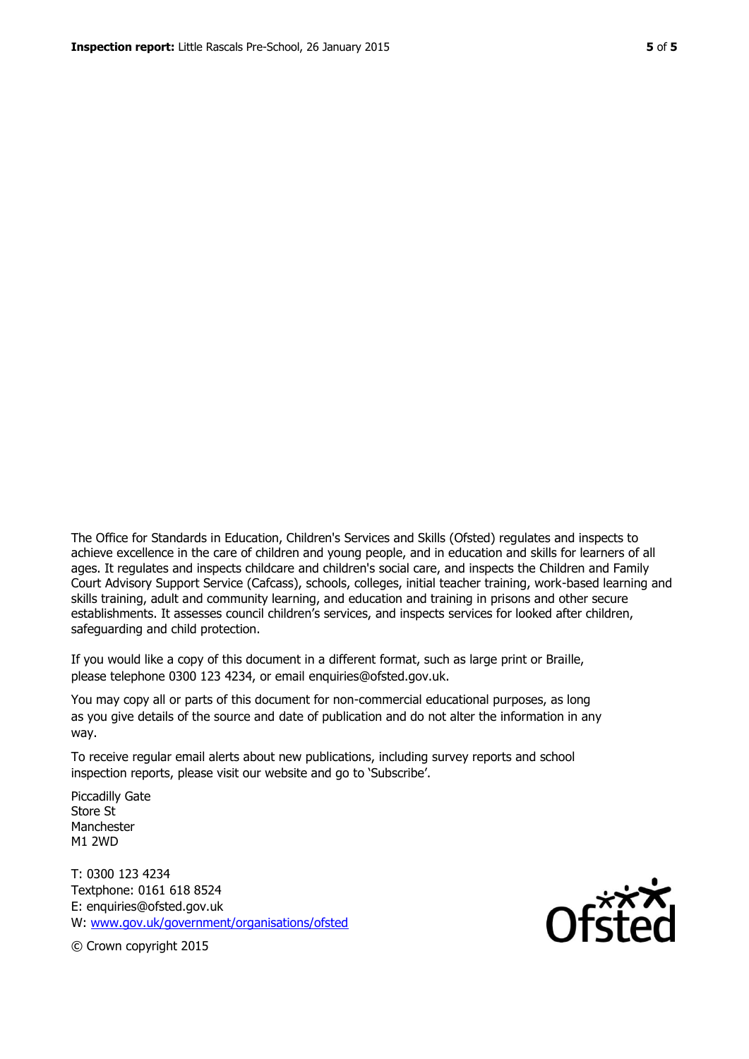The Office for Standards in Education, Children's Services and Skills (Ofsted) regulates and inspects to achieve excellence in the care of children and young people, and in education and skills for learners of all ages. It regulates and inspects childcare and children's social care, and inspects the Children and Family Court Advisory Support Service (Cafcass), schools, colleges, initial teacher training, work-based learning and skills training, adult and community learning, and education and training in prisons and other secure establishments. It assesses council children's services, and inspects services for looked after children, safeguarding and child protection.

If you would like a copy of this document in a different format, such as large print or Braille, please telephone 0300 123 4234, or email enquiries@ofsted.gov.uk.

You may copy all or parts of this document for non-commercial educational purposes, as long as you give details of the source and date of publication and do not alter the information in any way.

To receive regular email alerts about new publications, including survey reports and school inspection reports, please visit our website and go to 'Subscribe'.

Piccadilly Gate
Store St
Manchester
M1 2WD

T: 0300 123 4234
Textphone: 0161 618 8524
E: enquiries@ofsted.gov.uk
W: [www.gov.uk/government/organisations/ofsted](http://www.gov.uk/government/organisations/ofsted)

© Crown copyright 2015

Ofsted